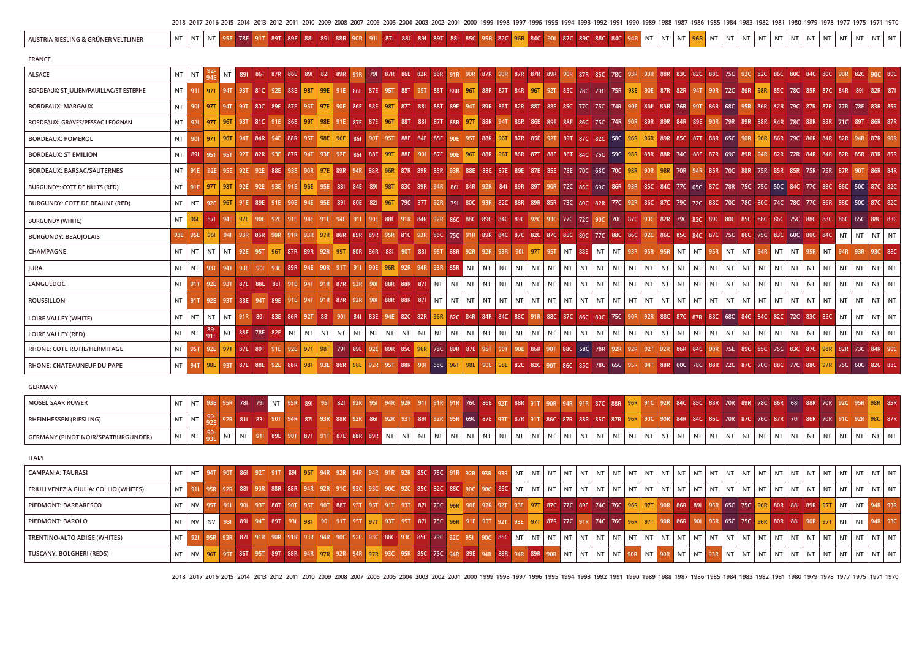| | 2018 | 2017 | 2016 | 2015 | 2014 | 2013 | 2012 | 2011 | 2010 | 2009 | 2008 | 2007 | 2006 | 2005 | 2004 | 2003 | 2002 | 2001 | 2000 | 1999 | 1998 | 1997 | 1996 | 1995 | 1994 | 1993 | 1992 | 1991 | 1990 | 1989 | 1988 | 1987 | 1986 | 1985 | 1984 | 1983 | 1982 | 1981 | 1980 | 1979 | 1978 | 1977 | 1975 | 1971 | 1970 |
|---|---|---|---|---|---|---|---|---|---|---|---|---|---|---|---|---|---|---|---|---|---|---|---|---|---|---|---|---|---|---|---|---|---|---|---|---|---|---|---|---|---|---|---|---|---|
| AUSTRIA RIESLING & GRÜNER VELTLINER | NT | NT | NT | 95E | 78E | 91T | 89T | 89E | 88I | 89I | 88R | 90R | 91I | 87I | 88I | 89I | 89T | 88I | 85C | 95R | 82C | 96R | 84C | 90I | 87C | 89C | 88C | 84C | 94R | NT | NT | NT | 96R | NT | NT | NT | NT | NT | NT | NT | NT | NT | NT | NT | NT |
| FRANCE | | | | | | | | | | | | | | | | | | | | | | | | | | | | | | | | | | | | | | | | | | | | | |
| ALSACE | NT | NT | 92-94E | NT | 89I | 86T | 87R | 86E | 89I | 82I | 89R | 91R | 79I | 87R | 86E | 82R | 86R | 91R | 90R | 87R | 90R | 87R | 87R | 89R | 90R | 87R | 85C | 78C | 93R | 93R | 88R | 83C | 82C | 88C | 75C | 93C | 82C | 86C | 80C | 84C | 80C | 90R | 82C | 90C | 80C |
| BORDEAUX: ST JULIEN/PAUILLAC/ST ESTEPHE | NT | 91I | 97T | 94T | 93T | 81C | 92E | 88E | 98T | 99E | 91E | 86E | 87E | 95T | 88T | 95T | 88T | 88R | 96T | 88R | 87T | 84R | 96T | 92T | 85C | 78C | 79C | 75R | 98E | 90E | 87R | 82R | 94T | 90R | 72C | 86R | 98R | 85C | 78C | 85R | 87C | 84R | 89I | 82R | 87I |
| BORDEAUX: MARGAUX | NT | 90I | 97T | 94T | 90T | 80C | 89E | 87E | 95T | 97E | 90E | 86E | 88E | 98T | 87T | 88I | 88T | 89E | 94T | 89R | 86T | 82R | 88T | 88E | 85C | 77C | 75C | 74R | 90E | 86E | 85R | 76R | 90T | 86R | 68C | 95R | 86R | 82R | 79C | 87R | 87R | 77R | 78E | 83R | 85R |
| BORDEAUX: GRAVES/PESSAC LEOGNAN | NT | 92I | 97T | 96T | 93T | 81C | 91E | 86E | 99T | 98E | 91E | 87E | 87E | 96T | 88T | 88I | 87T | 88R | 97T | 88R | 94T | 86R | 86E | 89E | 88E | 86C | 75C | 74R | 90R | 89R | 89R | 84R | 89E | 90R | 79R | 89R | 88R | 84R | 78C | 88R | 88R | 71C | 89T | 86R | 87R |
| BORDEAUX: POMEROL | NT | 90I | 97T | 96T | 94T | 84R | 94E | 88R | 95T | 98E | 96E | 86I | 90T | 95T | 88E | 84E | 85E | 90E | 95T | 88R | 96T | 87R | 85E | 92T | 89T | 87C | 82C | 58C | 96R | 96R | 89R | 85C | 87T | 88R | 65C | 90R | 96R | 86R | 79C | 86R | 84R | 82R | 94R | 87R | 90R |
| BORDEAUX: ST EMILION | NT | 89I | 95T | 95T | 92T | 82R | 93E | 87R | 94T | 93E | 92E | 86I | 88E | 99T | 88E | 90I | 87E | 90E | 96T | 88R | 96T | 86R | 87T | 88E | 86T | 84C | 75C | 59C | 98R | 88R | 88R | 74C | 88E | 87R | 69C | 89R | 94R | 82R | 72R | 84R | 84R | 82R | 85R | 83R | 85R |
| BORDEAUX: BARSAC/SAUTERNES | NT | 91E | 92E | 95E | 92E | 92E | 88E | 93E | 90R | 97E | 89R | 94R | 88R | 96R | 87R | 89R | 85R | 93R | 88E | 88E | 87E | 89E | 87E | 85E | 78E | 70C | 68C | 70C | 98R | 90R | 98R | 70R | 94R | 85R | 70C | 88R | 75R | 85R | 85R | 75R | 75R | 87R | 90T | 86R | 84R |
| BURGUNDY: COTE DE NUITS (RED) | NT | 91E | 97T | 98T | 92E | 92E | 93E | 91E | 96E | 95E | 88I | 84E | 89I | 98T | 83C | 89R | 94R | 86I | 84R | 92R | 84I | 89R | 89T | 90R | 72C | 85C | 69C | 86R | 93R | 85C | 84C | 77C | 65C | 87C | 78R | 75C | 75C | 50C | 84C | 77C | 88C | 86C | 50C | 87C | 82C |
| BURGUNDY: COTE DE BEAUNE (RED) | NT | NT | 92E | 96T | 91E | 89E | 91E | 90E | 94E | 95E | 89I | 80E | 82I | 96T | 79C | 87T | 92R | 79I | 80C | 93R | 82C | 88R | 89R | 85R | 73C | 80C | 82R | 77C | 92R | 86C | 87C | 79C | 72C | 88C | 70C | 78C | 80C | 74C | 78C | 77C | 86R | 88C | 50C | 87C | 82C |
| BURGUNDY (WHITE) | NT | 96E | 87I | 94E | 97E | 90E | 92E | 91E | 94E | 91E | 94E | 91I | 90E | 88E | 91R | 84R | 92R | 86C | 88C | 89C | 84C | 89C | 92C | 93C | 77C | 72C | 90C | 70C | 87C | 90C | 82R | 79C | 82C | 89C | 80C | 85C | 88C | 86C | 75C | 88C | 88C | 86C | 65C | 88C | 83C |
| BURGUNDY: BEAUJOLAIS | 93E | 95E | 96I | 94I | 93R | 86R | 90R | 91R | 93R | 97R | 86R | 85R | 89R | 95R | 81C | 93R | 86C | 75C | 91R | 89R | 84C | 87C | 82C | 87C | 85C | 80C | 77C | 88C | 86C | 92C | 86C | 85C | 84C | 87C | 75C | 86C | 75C | 83C | 60C | 80C | 84C | NT | NT | NT | NT |
| CHAMPAGNE | NT | NT | NT | NT | 92E | 95T | 96T | 87R | 89R | 92R | 99T | 80R | 86R | 88I | 90T | 88I | 95T | 88R | 92R | 92R | 93R | 90I | 97T | 95T | NT | 88E | NT | NT | 93R | 95R | 95R | NT | NT | 95R | NT | NT | 94R | NT | NT | 95R | NT | 94R | 93R | 93C | 88C |
| JURA | NT | NT | 93T | 94T | 93E | 90I | 93E | 89R | 94E | 90R | 91T | 91I | 90E | 96R | 92R | 94R | 93R | 85R | NT | NT | NT | NT | NT | NT | NT | NT | NT | NT | NT | NT | NT | NT | NT | NT | NT | NT | NT | NT | NT | NT | NT | NT | NT | NT | NT |
| LANGUEDOC | NT | 91T | 92E | 93T | 87E | 88E | 88I | 91E | 94T | 91R | 87R | 93R | 90I | 88R | 88R | 87I | NT | NT | NT | NT | NT | NT | NT | NT | NT | NT | NT | NT | NT | NT | NT | NT | NT | NT | NT | NT | NT | NT | NT | NT | NT | NT | NT | NT | NT |
| ROUSSILLON | NT | 91T | 92E | 93T | 88E | 94T | 89E | 91E | 94T | 91R | 87R | 92R | 90I | 88R | 88R | 87I | NT | NT | NT | NT | NT | NT | NT | NT | NT | NT | NT | NT | NT | NT | NT | NT | NT | NT | NT | NT | NT | NT | NT | NT | NT | NT | NT | NT | NT |
| LOIRE VALLEY (WHITE) | NT | NT | NT | NT | 91R | 80I | 83E | 86R | 92T | 88I | 90I | 84I | 83E | 94E | 82C | 82R | 96R | 82C | 84R | 84R | 84C | 88C | 91R | 88C | 87C | 86C | 80C | 75C | 90R | 92R | 88C | 87C | 87R | 88C | 68C | 84C | 84C | 82C | 72C | 83C | 85C | NT | NT | NT | NT |
| LOIRE VALLEY (RED) | NT | NT | 89-91E | NT | 88E | 78E | 82E | NT | NT | NT | NT | NT | NT | NT | NT | NT | NT | NT | NT | NT | NT | NT | NT | NT | NT | NT | NT | NT | NT | NT | NT | NT | NT | NT | NT | NT | NT | NT | NT | NT | NT | NT | NT | NT | NT |
| RHONE: COTE ROTIE/HERMITAGE | NT | 95T | 92E | 97T | 87E | 89T | 91E | 92E | 97T | 98T | 79I | 89E | 92E | 89R | 85C | 96R | 78C | 89R | 87E | 95T | 90T | 90E | 86R | 90T | 88C | 58C | 78R | 92R | 92R | 92T | 92R | 86R | 84C | 90R | 75E | 89C | 85C | 75C | 83C | 87C | 98R | 82R | 73C | 84R | 90C |
| RHONE: CHATEAUNEUF DU PAPE | NT | 94T | 98E | 93T | 87E | 88E | 92E | 88R | 98T | 93E | 86R | 98E | 92R | 95T | 88R | 90I | 58C | 96T | 98E | 90E | 98E | 82C | 82C | 90T | 86C | 85C | 78C | 65C | 95R | 94T | 88R | 60C | 78C | 88R | 72C | 87C | 70C | 88C | 77C | 88C | 97R | 75C | 60C | 82C | 88C |
| GERMANY | | | | | | | | | | | | | | | | | | | | | | | | | | | | | | | | | | | | | | | | | | | | | |
| MOSEL SAAR RUWER | NT | NT | 93E | 95R | 78I | 79I | NT | 95R | 89I | 95I | 82I | 92R | 95I | 94R | 92R | 91I | 91R | 91R | 76C | 86E | 92T | 88R | 91T | 90R | 94R | 91R | 87C | 88R | 96R | 91C | 92R | 84C | 85C | 88R | 70R | 89R | 78C | 86R | 68I | 88R | 70R | 92C | 95R | 98R | 85R |
| RHEINHESSEN (RIESLING) | NT | NT | 90-92E | 92R | 81I | 83I | 90T | 94R | 87I | 93R | 88R | 92R | 86I | 92R | 93T | 89I | 92R | 95R | 69C | 87E | 93T | 87R | 91T | 86C | 87R | 88R | 85C | 87R | 96R | 90C | 90R | 84R | 84C | 86C | 70R | 87C | 76C | 87R | 70I | 86R | 70R | 91C | 92R | 98C | 87R |
| GERMANY (PINOT NOIR/SPÄTBURGUNDER) | NT | NT | 90-93E | NT | NT | 91I | 89E | 90T | 87T | 91T | 87E | 88R | 89R | NT | NT | NT | NT | NT | NT | NT | NT | NT | NT | NT | NT | NT | NT | NT | NT | NT | NT | NT | NT | NT | NT | NT | NT | NT | NT | NT | NT | NT | NT | NT | NT |
| ITALY | | | | | | | | | | | | | | | | | | | | | | | | | | | | | | | | | | | | | | | | | | | | | |
| CAMPANIA: TAURASI | NT | NT | 94T | 90T | 86I | 92T | 91T | 89I | 96T | 94R | 92R | 94R | 94R | 91R | 92R | 85C | 75C | 91R | 92R | 93R | 93R | NT | NT | NT | NT | NT | NT | NT | NT | NT | NT | NT | NT | NT | NT | NT | NT | NT | NT | NT | NT | NT | NT | NT | NT |
| FRIULI VENEZIA GIULIA: COLLIO (WHITES) | NT | 91I | 95R | 92R | 88I | 90R | 88R | 88R | 94R | 92R | 91C | 93C | 93C | 90C | 92C | 85C | 82C | 88C | 90C | 90C | 85C | NT | NT | NT | NT | NT | NT | NT | NT | NT | NT | NT | NT | NT | NT | NT | NT | NT | NT | NT | NT | NT | NT | NT | NT |
| PIEDMONT: BARBARESCO | NT | NV | 95T | 91I | 90I | 93T | 88T | 90T | 95T | 90T | 88T | 93T | 95T | 91T | 93T | 87I | 70C | 96R | 90E | 92R | 92T | 93E | 97T | 87C | 77C | 89E | 74C | 76C | 96R | 97T | 90R | 86R | 89I | 95R | 65C | 75C | 96R | 80R | 88I | 89R | 97T | NT | NT | 94R | 93R |
| PIEDMONT: BAROLO | NT | NV | NV | 93I | 89I | 94T | 89T | 93I | 98T | 90I | 91T | 95T | 97T | 93T | 95T | 87I | 75C | 96R | 91E | 95T | 92T | 93E | 97T | 87R | 77C | 91R | 74C | 76C | 96R | 97T | 90R | 86R | 90I | 95R | 65C | 75C | 96R | 80R | 88I | 90R | 97T | NT | NT | 94R | 93C |
| TRENTINO-ALTO ADIGE (WHITES) | NT | 92I | 95R | 93R | 87I | 91R | 90R | 91R | 93R | 94R | 90C | 92C | 93C | 88C | 93C | 85C | 79C | 92C | 95I | 90C | 85C | NT | NT | NT | NT | NT | NT | NT | NT | NT | NT | NT | NT | NT | NT | NT | NT | NT | NT | NT | NT | NT | NT | NT | NT |
| TUSCANY: BOLGHERI (REDS) | NT | NV | 96T | 95T | 86T | 95T | 89T | 88R | 94R | 97R | 92R | 94R | 97R | 93C | 95R | 85C | 75C | 94R | 89E | 94R | 88R | 94R | 89R | 90R | NT | NT | NT | NT | 90R | NT | 90R | NT | NT | 93R | NT | NT | NT | NT | NT | NT | NT | NT | NT | NT | NT |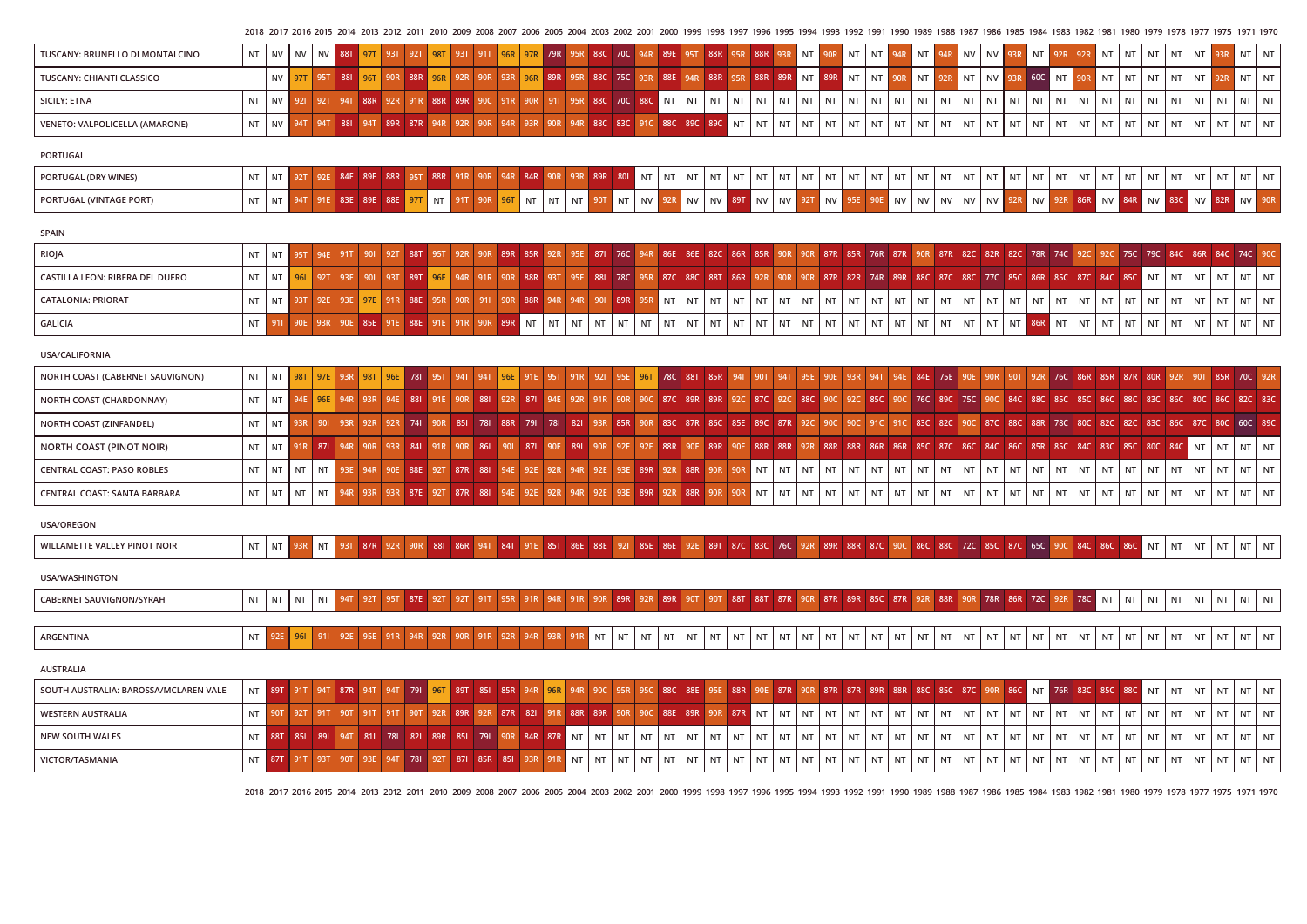| | 2018 | 2017 | 2016 | 2015 | 2014 | 2013 | 2012 | 2011 | 2010 | 2009 | 2008 | 2007 | 2006 | 2005 | 2004 | 2003 | 2002 | 2001 | 2000 | 1999 | 1998 | 1997 | 1996 | 1995 | 1994 | 1993 | 1992 | 1991 | 1990 | 1989 | 1988 | 1987 | 1986 | 1985 | 1984 | 1983 | 1982 | 1981 | 1980 | 1979 | 1978 | 1977 | 1975 | 1971 | 1970 |
|---|---|---|---|---|---|---|---|---|---|---|---|---|---|---|---|---|---|---|---|---|---|---|---|---|---|---|---|---|---|---|---|---|---|---|---|---|---|---|---|---|---|---|---|---|---|
| TUSCANY: BRUNELLO DI MONTALCINO | NT | NV | NV | NV | 88T | 97T | 93T | 92T | 98T | 93T | 91T | 96R | 97R | 79R | 95R | 88C | 70C | 94R | 89E | 95T | 88R | 95R | 88R | 93R | NT | 90R | NT | NT | 94R | NT | 94R | NV | NV | 93R | NT | 92R | 92R | NT | NT | NT | NT | NT | 93R | NT | NT |
| TUSCANY: CHIANTI CLASSICO | | NV | 97T | 95T | 88I | 96T | 90R | 88R | 96R | 92R | 90R | 93R | 96R | 89R | 95R | 88C | 75C | 93R | 88E | 94R | 88R | 95R | 88R | 89R | NT | 89R | NT | NT | 90R | NT | 92R | NT | NV | 93R | 60C | NT | 90R | NT | NT | NT | NT | NT | 92R | NT | NT |
| SICILY: ETNA | NT | NV | 92I | 92T | 94T | 88R | 92R | 91R | 88R | 89R | 90C | 91R | 90R | 91I | 95R | 88C | 70C | 88C | NT | NT | NT | NT | NT | NT | NT | NT | NT | NT | NT | NT | NT | NT | NT | NT | NT | NT | NT | NT | NT | NT | NT | NT | NT | NT | NT |
| VENETO: VALPOLICELLA (AMARONE) | NT | NV | 94T | 94T | 88I | 94T | 89R | 87R | 94R | 92R | 90R | 94R | 93R | 90R | 94R | 88C | 83C | 91C | 88C | 89C | 89C | NT | NT | NT | NT | NT | NT | NT | NT | NT | NT | NT | NT | NT | NT | NT | NT | NT | NT | NT | NT | NT | NT | NT | NT |
| **PORTUGAL** | | | | | | | | | | | | | | | | | | | | | | | | | | | | | | | | | | | | | | | | | | | | | |
| PORTUGAL (DRY WINES) | NT | NT | 92T | 92E | 84E | 89E | 88R | 95T | 88R | 91R | 90R | 94R | 84R | 90R | 93R | 89R | 80I | NT | NT | NT | NT | NT | NT | NT | NT | NT | NT | NT | NT | NT | NT | NT | NT | NT | NT | NT | NT | NT | NT | NT | NT | NT | NT | NT | NT |
| PORTUGAL (VINTAGE PORT) | NT | NT | 94T | 91E | 83E | 89E | 88E | 97T | NT | 91T | 90R | 96T | NT | NT | NT | 90T | NT | NV | 92R | NV | NV | 89T | NV | NV | 92T | NV | 95E | 90E | NV | NV | NV | NV | NV | 92R | NV | 92R | 86R | NV | 84R | NV | 83C | NV | 82R | NV | 90R |
| **SPAIN** | | | | | | | | | | | | | | | | | | | | | | | | | | | | | | | | | | | | | | | | | | | | | |
| RIOJA | NT | NT | 95T | 94E | 91T | 90I | 92T | 88T | 95T | 92R | 90R | 89R | 85R | 92R | 95E | 87I | 76C | 94R | 86E | 86E | 82C | 86R | 85R | 90R | 90R | 87R | 85R | 76R | 87R | 90R | 87R | 82C | 82R | 82C | 78R | 74C | 92C | 92C | 75C | 79C | 84C | 86R | 84C | 74C | 90C |
| CASTILLA LEON: RIBERA DEL DUERO | NT | NT | 96I | 92T | 93E | 90I | 93T | 89T | 96E | 94R | 91R | 90R | 88R | 93T | 95E | 88I | 78C | 95R | 87C | 88C | 88T | 86R | 92R | 90R | 90R | 87R | 82R | 74R | 89R | 88C | 87C | 88C | 77C | 85C | 86R | 85C | 87C | 84C | 85C | NT | NT | NT | NT | NT | NT |
| CATALONIA: PRIORAT | NT | NT | 93T | 92E | 93E | 97E | 91R | 88E | 95R | 90R | 91I | 90R | 88R | 94R | 94R | 90I | 89R | 95R | NT | NT | NT | NT | NT | NT | NT | NT | NT | NT | NT | NT | NT | NT | NT | NT | NT | NT | NT | NT | NT | NT | NT | NT | NT | NT | NT |
| GALICIA | NT | 91I | 90E | 93R | 90E | 85E | 91E | 88E | 91E | 91R | 90R | 89R | NT | NT | NT | NT | NT | NT | NT | NT | NT | NT | NT | NT | NT | NT | NT | NT | NT | NT | NT | NT | NT | NT | 86R | NT | NT | NT | NT | NT | NT | NT | NT | NT | NT |
| **USA/CALIFORNIA** | | | | | | | | | | | | | | | | | | | | | | | | | | | | | | | | | | | | | | | | | | | | | |
| NORTH COAST (CABERNET SAUVIGNON) | NT | NT | 98T | 97E | 93R | 98T | 96E | 78I | 95T | 94T | 94T | 96E | 91E | 95T | 91R | 92I | 95E | 96T | 78C | 88T | 85R | 94I | 90T | 94T | 95E | 90E | 93R | 94T | 94E | 84E | 75E | 90E | 90R | 90T | 92R | 76C | 86R | 85R | 87R | 80R | 92R | 90T | 85R | 70C | 92R |
| NORTH COAST (CHARDONNAY) | NT | NT | 94E | 96E | 94R | 93R | 94E | 88I | 91E | 90R | 88I | 92R | 87I | 94E | 92R | 91R | 90R | 90C | 87C | 89R | 89R | 92C | 87C | 92C | 88C | 90C | 92C | 85C | 90C | 76C | 89C | 75C | 90C | 84C | 88C | 85C | 85C | 86C | 88C | 83C | 86C | 80C | 86C | 82C | 83C |
| NORTH COAST (ZINFANDEL) | NT | NT | 93R | 90I | 93R | 92R | 92R | 74I | 90R | 85I | 78I | 88R | 79I | 78I | 82I | 93R | 85R | 90R | 83C | 87R | 86C | 85E | 89C | 87R | 92C | 90C | 90C | 91C | 91C | 83C | 82C | 90C | 87C | 88C | 88R | 78C | 80C | 82C | 82C | 83C | 86C | 87C | 80C | 60C | 89C |
| NORTH COAST (PINOT NOIR) | NT | NT | 91R | 87I | 94R | 90R | 93R | 84I | 91R | 90R | 86I | 90I | 87I | 90E | 89I | 90R | 92E | 92E | 88R | 90E | 89R | 90E | 88R | 88R | 92R | 88R | 88R | 86R | 86R | 85C | 87C | 86C | 84C | 86C | 85R | 85C | 84C | 83C | 85C | 80C | 84C | NT | NT | NT | NT |
| CENTRAL COAST: PASO ROBLES | NT | NT | NT | NT | 93E | 94R | 90E | 88E | 92T | 87R | 88I | 94E | 92E | 92R | 94R | 92E | 93E | 89R | 92R | 88R | 90R | 90R | NT | NT | NT | NT | NT | NT | NT | NT | NT | NT | NT | NT | NT | NT | NT | NT | NT | NT | NT | NT | NT | NT | NT |
| CENTRAL COAST: SANTA BARBARA | NT | NT | NT | NT | 94R | 93R | 93R | 87E | 92T | 87R | 88I | 94E | 92E | 92R | 94R | 92E | 93E | 89R | 92R | 88R | 90R | 90R | NT | NT | NT | NT | NT | NT | NT | NT | NT | NT | NT | NT | NT | NT | NT | NT | NT | NT | NT | NT | NT | NT | NT |
| **USA/OREGON** | | | | | | | | | | | | | | | | | | | | | | | | | | | | | | | | | | | | | | | | | | | | | |
| WILLAMETTE VALLEY PINOT NOIR | NT | NT | 93R | NT | 93T | 87R | 92R | 90R | 88I | 86R | 94T | 84T | 91E | 85T | 86E | 88E | 92I | 85E | 86E | 92E | 89T | 87C | 83C | 76C | 92R | 89R | 88R | 87C | 90C | 86C | 88C | 72C | 85C | 87C | 65C | 90C | 84C | 86C | 86C | NT | NT | NT | NT | NT | NT |
| **USA/WASHINGTON** | | | | | | | | | | | | | | | | | | | | | | | | | | | | | | | | | | | | | | | | | | | | | |
| CABERNET SAUVIGNON/SYRAH | NT | NT | NT | NT | 94T | 92T | 95T | 87E | 92T | 92T | 91T | 95R | 91R | 94R | 91R | 90R | 89R | 92R | 89R | 90T | 90T | 88T | 88T | 87R | 90R | 87R | 89R | 85C | 87R | 92R | 88R | 90R | 78R | 86R | 72C | 92R | 78C | NT | NT | NT | NT | NT | NT | NT | NT |
| ARGENTINA | NT | 92E | 96I | 91I | 92E | 95E | 91R | 94R | 92R | 90R | 91R | 92R | 94R | 93R | 91R | NT | NT | NT | NT | NT | NT | NT | NT | NT | NT | NT | NT | NT | NT | NT | NT | NT | NT | NT | NT | NT | NT | NT | NT | NT | NT | NT | NT | NT | NT |
| **AUSTRALIA** | | | | | | | | | | | | | | | | | | | | | | | | | | | | | | | | | | | | | | | | | | | | | |
| SOUTH AUSTRALIA: BAROSSA/MCLAREN VALE | NT | 89T | 91T | 94T | 87R | 94T | 94T | 79I | 96T | 89T | 85I | 85R | 94R | 96R | 94R | 90C | 95R | 95C | 88C | 88E | 95E | 88R | 90E | 87R | 90R | 87R | 87R | 89R | 88R | 88C | 85C | 87C | 90R | 86C | NT | 76R | 83C | 85C | 88C | NT | NT | NT | NT | NT | NT |
| WESTERN AUSTRALIA | NT | 90T | 92T | 91T | 90T | 91T | 91T | 90T | 92R | 89R | 92R | 87R | 82I | 91R | 88R | 89R | 90R | 90C | 88E | 89R | 90R | 87R | NT | NT | NT | NT | NT | NT | NT | NT | NT | NT | NT | NT | NT | NT | NT | NT | NT | NT | NT | NT | NT | NT | NT |
| NEW SOUTH WALES | NT | 88T | 85I | 89I | 94T | 81I | 78I | 82I | 89R | 85I | 79I | 90R | 84R | 87R | NT | NT | NT | NT | NT | NT | NT | NT | NT | NT | NT | NT | NT | NT | NT | NT | NT | NT | NT | NT | NT | NT | NT | NT | NT | NT | NT | NT | NT | NT | NT |
| VICTORIA/TASMANIA | NT | 87T | 91T | 93T | 90T | 93E | 94T | 78I | 92T | 87I | 85R | 85I | 93R | 91R | NT | NT | NT | NT | NT | NT | NT | NT | NT | NT | NT | NT | NT | NT | NT | NT | NT | NT | NT | NT | NT | NT | NT | NT | NT | NT | NT | NT | NT | NT | NT |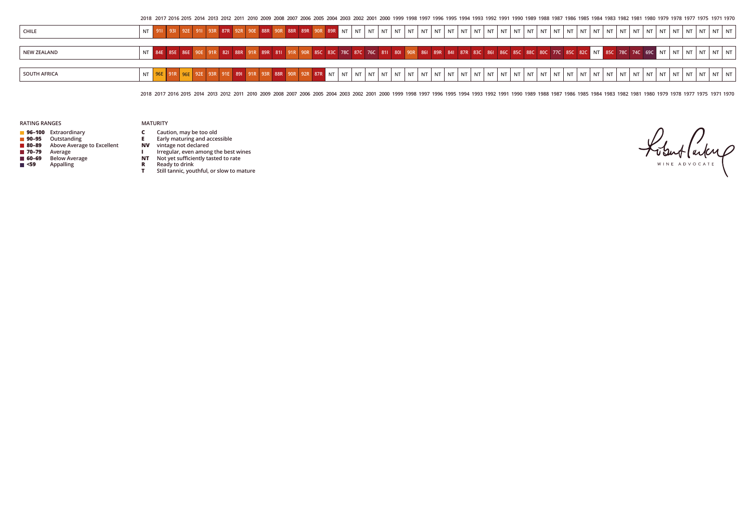| | 2018 | 2017 | 2016 | 2015 | 2014 | 2013 | 2012 | 2011 | 2010 | 2009 | 2008 | 2007 | 2006 | 2005 | 2004 | 2003 | 2002 | 2001 | 2000 | 1999 | 1998 | 1997 | 1996 | 1995 | 1994 | 1993 | 1992 | 1991 | 1990 | 1989 | 1988 | 1987 | 1986 | 1985 | 1984 | 1983 | 1982 | 1981 | 1980 | 1979 | 1978 | 1977 | 1975 | 1971 | 1970 |
|---|---|---|---|---|---|---|---|---|---|---|---|---|---|---|---|---|---|---|---|---|---|---|---|---|---|---|---|---|---|---|---|---|---|---|---|---|---|---|---|---|---|---|---|---|---|
| CHILE | NT | 91I | 93I | 92E | 91I | 93R | 87R | 92R | 90E | 88R | 90R | 88R | 89R | 90R | 89R | NT | NT | NT | NT | NT | NT | NT | NT | NT | NT | NT | NT | NT | NT | NT | NT | NT | NT | NT | NT | NT | NT | NT | NT | NT | NT | NT | NT | NT | NT |
| NEW ZEALAND | NT | 84E | 85E | 86E | 90E | 91R | 82I | 88R | 91R | 89R | 81I | 91R | 90R | 85C | 83C | 78C | 87C | 76C | 81I | 80I | 90R | 86I | 89R | 84I | 87R | 83C | 86I | 86C | 85C | 88C | 80C | 77C | 85C | 82C | NT | 85C | 78C | 74C | 69C | NT | NT | NT | NT | NT | NT |
| SOUTH AFRICA | NT | 96E | 91R | 96E | 92E | 93R | 91E | 89I | 91R | 93R | 88R | 90R | 92R | 87R | NT | NT | NT | NT | NT | NT | NT | NT | NT | NT | NT | NT | NT | NT | NT | NT | NT | NT | NT | NT | NT | NT | NT | NT | NT | NT | NT | NT | NT | NT | NT |

**RATING RANGES**

- **96–100** Extraordinary
- **90–95** Outstanding
- **80–89** Above Average to Excellent
- **70–79** Average
- **60–69** Below Average
- **<59** Appalling

**MATURITY**

- **C** Caution, may be too old
- **E** Early maturing and accessible
- **NV** vintage not declared
- **I** Irregular, even among the best wines
- **NT** Not yet sufficiently tasted to rate
- **R** Ready to drink
- **T** Still tannic, youthful, or slow to mature

Robert Parker
WINE ADVOCATE